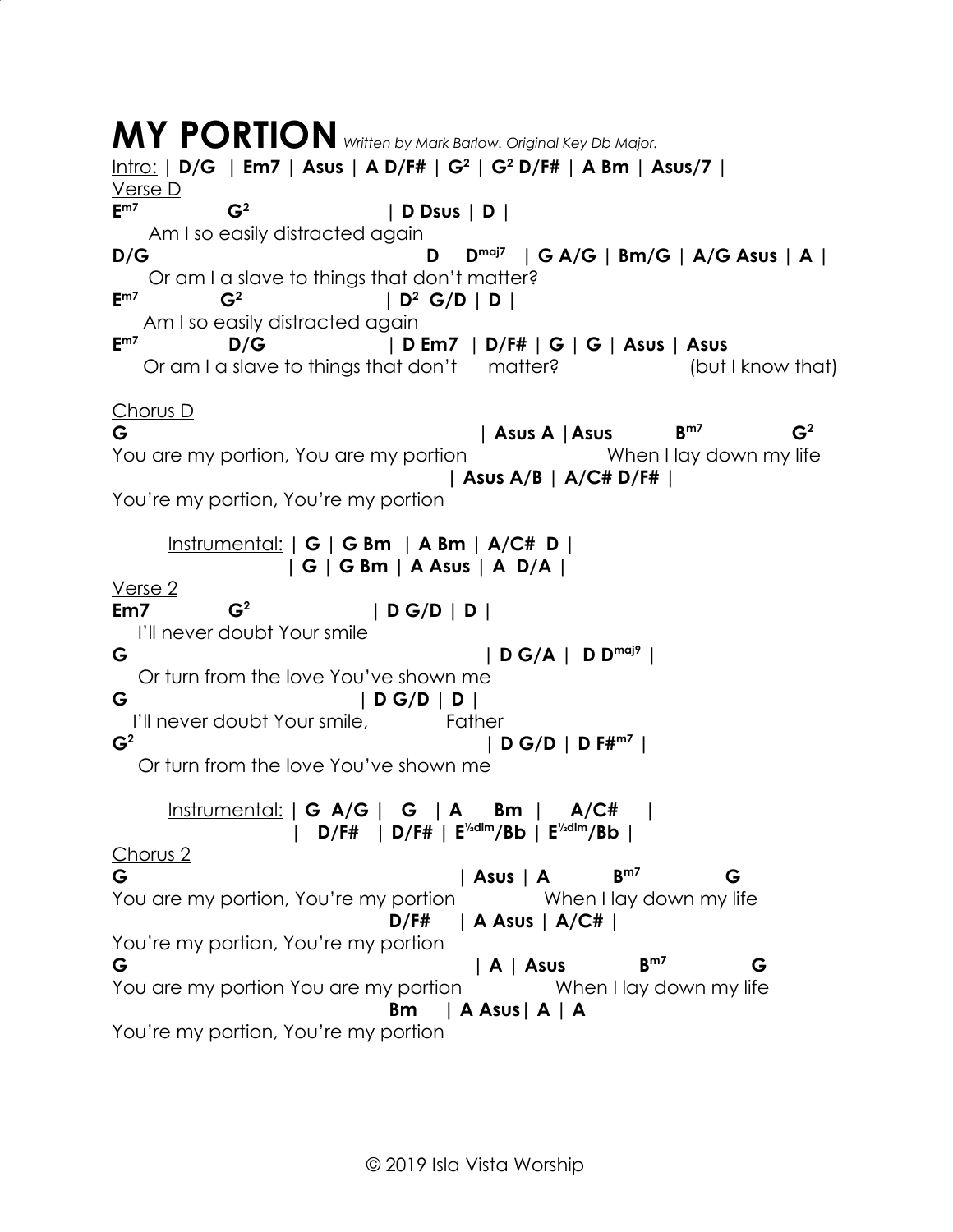# MY PORTION *Written by Mark Barlow. Original Key Db Major.*

Intro: **| D/G | Em7 | Asus | A D/F# | G$^2$ | G$^2$ D/F# | A Bm | Asus/7 |**

Verse D

```
Em7          G2                       | D Dsus | D |
     Am I so easily distracted again
D/G                                       D    Dmaj7   | G A/G | Bm/G | A/G Asus | A |
     Or am I a slave to things that don't matter?
Em7          G2                     | D2  G/D | D |
    Am I so easily distracted again
Em7              D/G                   | D Em7  | D/F# | G | G | Asus | Asus
    Or am I a slave to things that don't      matter?                    (but I know that)
```

Chorus D

```
G                                                  | Asus A |Asus          Bm7             G2
You are my portion, You are my portion                         When I lay down my life
                                              | Asus A/B | A/C# D/F# |
You're my portion, You're my portion
```

Instrumental: **| G | G Bm | A Bm | A/C# D |**
**| G | G Bm | A Asus | A D/A |**

Verse 2

```
Em7          G2                     | D G/D | D |
   I'll never doubt Your smile
G                                                  | D G/A |  D Dmaj9 |
   Or turn from the love You've shown me
G                                    | D G/D | D |
  I'll never doubt Your smile,             Father
G2                                                 | D G/D | D F#m7 |
   Or turn from the love You've shown me
```

Instrumental: **| G A/G | G | A Bm | A/C# |**
**| D/F# | D/F# | E½dim/Bb | E½dim/Bb |**

Chorus 2

```
G                                               | Asus | A          Bm7            G
You are my portion, You're my portion                When I lay down my life
                                      D/F#    | A Asus | A/C# |
You're my portion, You're my portion
G                                                  | A | Asus          Bm7            G
You are my portion You are my portion                 When I lay down my life
                                      Bm    | A Asus| A | A
You're my portion, You're my portion
```

© 2019 Isla Vista Worship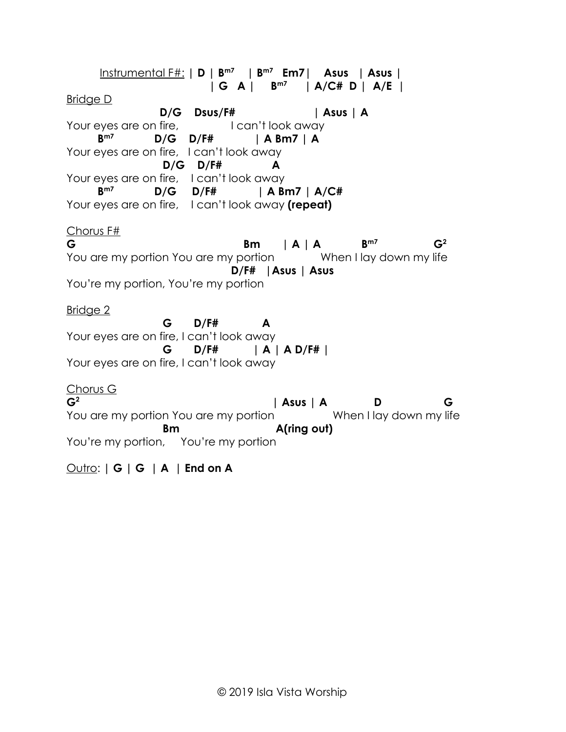Instrumental F#: **| D | B$^{m7}$ | B$^{m7}$ Em7| Asus | Asus |**
**| G A | B$^{m7}$ | A/C# D | A/E |**

Bridge D

```
                  D/G   Dsus/F#              | Asus | A
Your eyes are on fire,          I can't look away
     Bm7          D/G   D/F#          | A Bm7 | A
Your eyes are on fire,   I can't look away
                  D/G   D/F#          A
Your eyes are on fire,   I can't look away
     Bm7          D/G   D/F#          | A Bm7 | A/C#
Your eyes are on fire,   I can't look away (repeat)
```

Chorus F#

```
G                                  Bm     | A | A        Bm7           G2
You are my portion You are my portion          When I lay down my life
                                D/F#   |Asus | Asus
You're my portion, You're my portion
```

Bridge 2

```
                  G     D/F#        A
Your eyes are on fire, I can't look away
                  G     D/F#        | A | A D/F# |
Your eyes are on fire, I can't look away
```

Chorus G

```
G2                                       | Asus | A         D            G
You are my portion You are my portion              When I lay down my life
                  Bm                     A(ring out)
You're my portion,    You're my portion
```

Outro: **| G | G | A | End on A**

© 2019 Isla Vista Worship